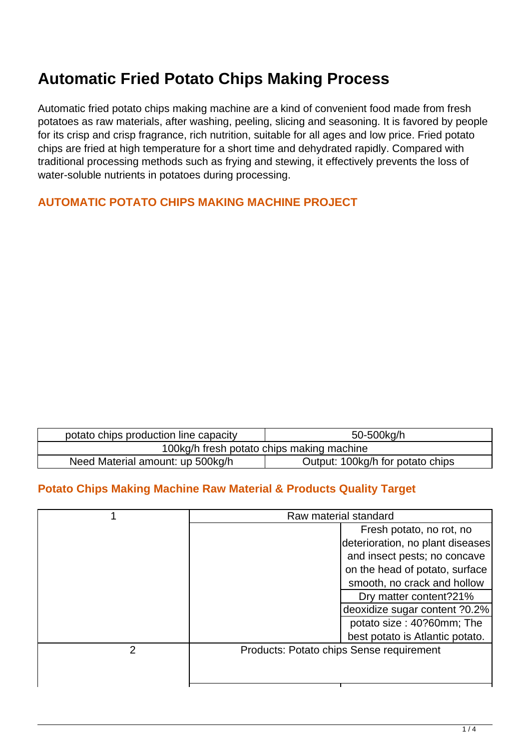# Automatic Fried Potato Chips Making Process

Automatic fried potato chips making machine are a kind of convenient food made from fresh potatoes as raw materials, after washing, peeling, slicing and seasoning. It is favored by people for its crisp and crisp fragrance, rich nutrition, suitable for all ages and low price. Fried potato chips are fried at high temperature for a short time and dehydrated rapidly. Compared with traditional processing methods such as frying and stewing, it effectively prevents the loss of water-soluble nutrients in potatoes during processing.

### AUTOMATIC POTATO CHIPS MAKING MACHINE PROJECT

| potato chips production line capacity | 50-500kg/h |
|---|---|
| 100kg/h fresh potato chips making machine | |
| Need Material amount: up 500kg/h | Output: 100kg/h for potato chips |

### Potato Chips Making Machine Raw Material & Products Quality Target

| 1 | Raw material standard | |
|---|---|---|
| | | Fresh potato, no rot, no deterioration, no plant diseases and insect pests; no concave on the head of potato, surface smooth, no crack and hollow |
| | | Dry matter content?21% |
| | | deoxidize sugar content ?0.2% |
| | | potato size : 40?60mm; The best potato is Atlantic potato. |
| 2 | Products: Potato chips Sense requirement | |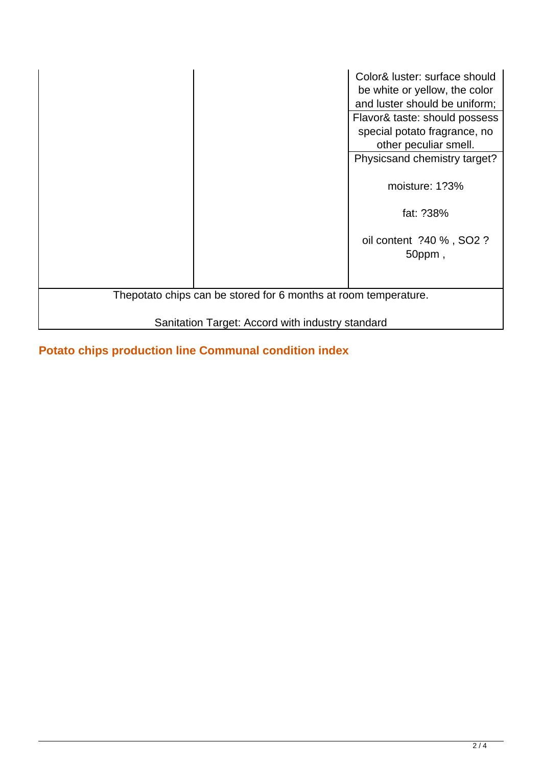| | | |
|---|---|---|
| | | Color& luster: surface should be white or yellow, the color and luster should be uniform;<br>Flavor& taste: should possess special potato fragrance, no other peculiar smell.<br>Physicsand chemistry target?<br>moisture: 1?3%<br>fat: ?38%<br>oil content ?40 % , SO2 ? 50ppm , |
| Thepotato chips can be stored for 6 months at room temperature.<br>Sanitation Target: Accord with industry standard | | |

## Potato chips production line Communal condition index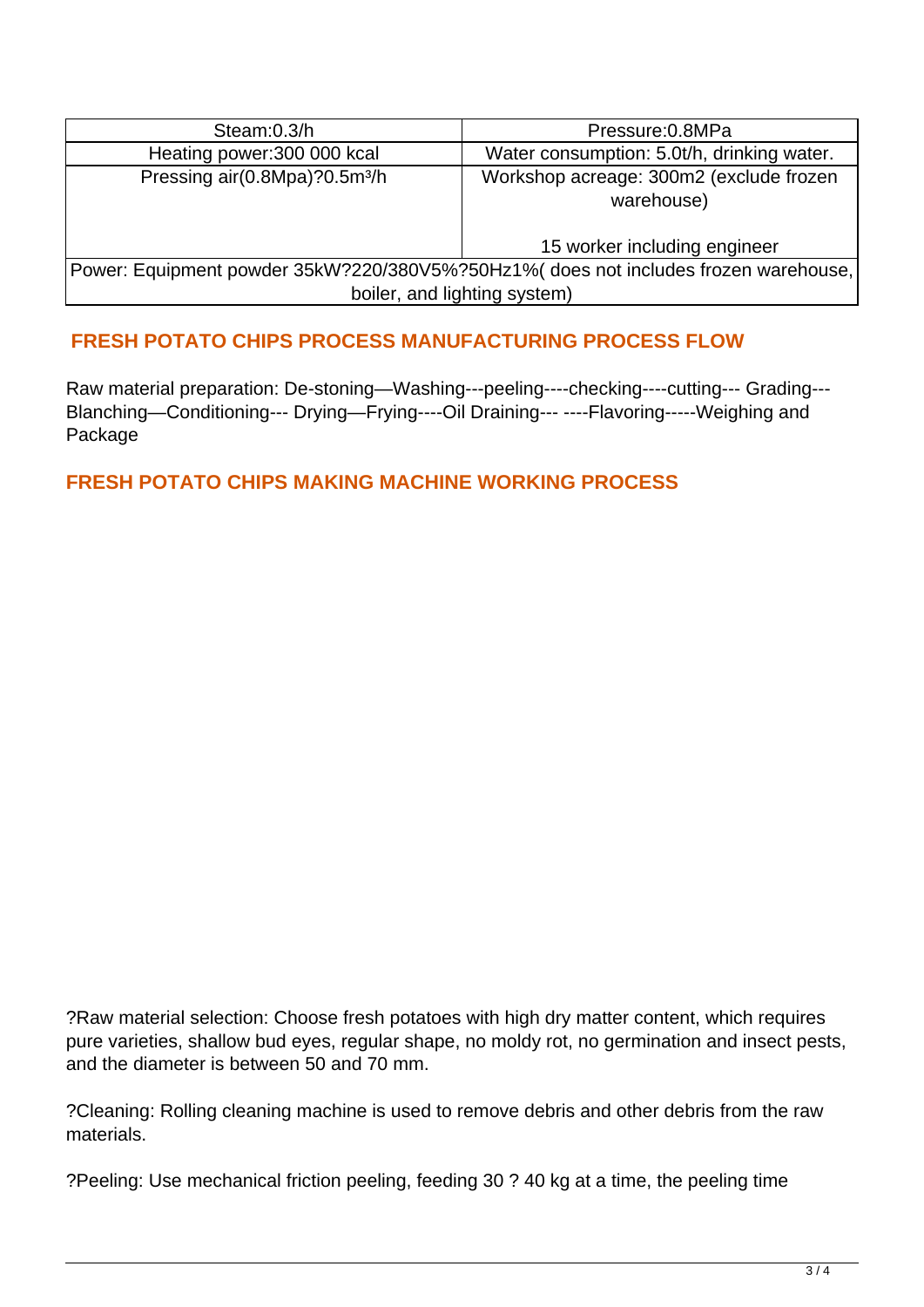| Steam:0.3/h | Pressure:0.8MPa |
|---|---|
| Heating power:300 000 kcal | Water consumption: 5.0t/h, drinking water. |
| Pressing air(0.8Mpa)?0.5m³/h | Workshop acreage: 300m2 (exclude frozen warehouse)<br><br>15 worker including engineer |
| Power: Equipment powder 35kW?220/380V5%?50Hz1%( does not includes frozen warehouse, boiler, and lighting system) | |

## FRESH POTATO CHIPS PROCESS MANUFACTURING PROCESS FLOW

Raw material preparation: De-stoning—Washing---peeling----checking----cutting--- Grading---Blanching—Conditioning--- Drying—Frying----Oil Draining--- ----Flavoring-----Weighing and Package

## FRESH POTATO CHIPS MAKING MACHINE WORKING PROCESS

?Raw material selection: Choose fresh potatoes with high dry matter content, which requires pure varieties, shallow bud eyes, regular shape, no moldy rot, no germination and insect pests, and the diameter is between 50 and 70 mm.

?Cleaning: Rolling cleaning machine is used to remove debris and other debris from the raw materials.

?Peeling: Use mechanical friction peeling, feeding 30 ? 40 kg at a time, the peeling time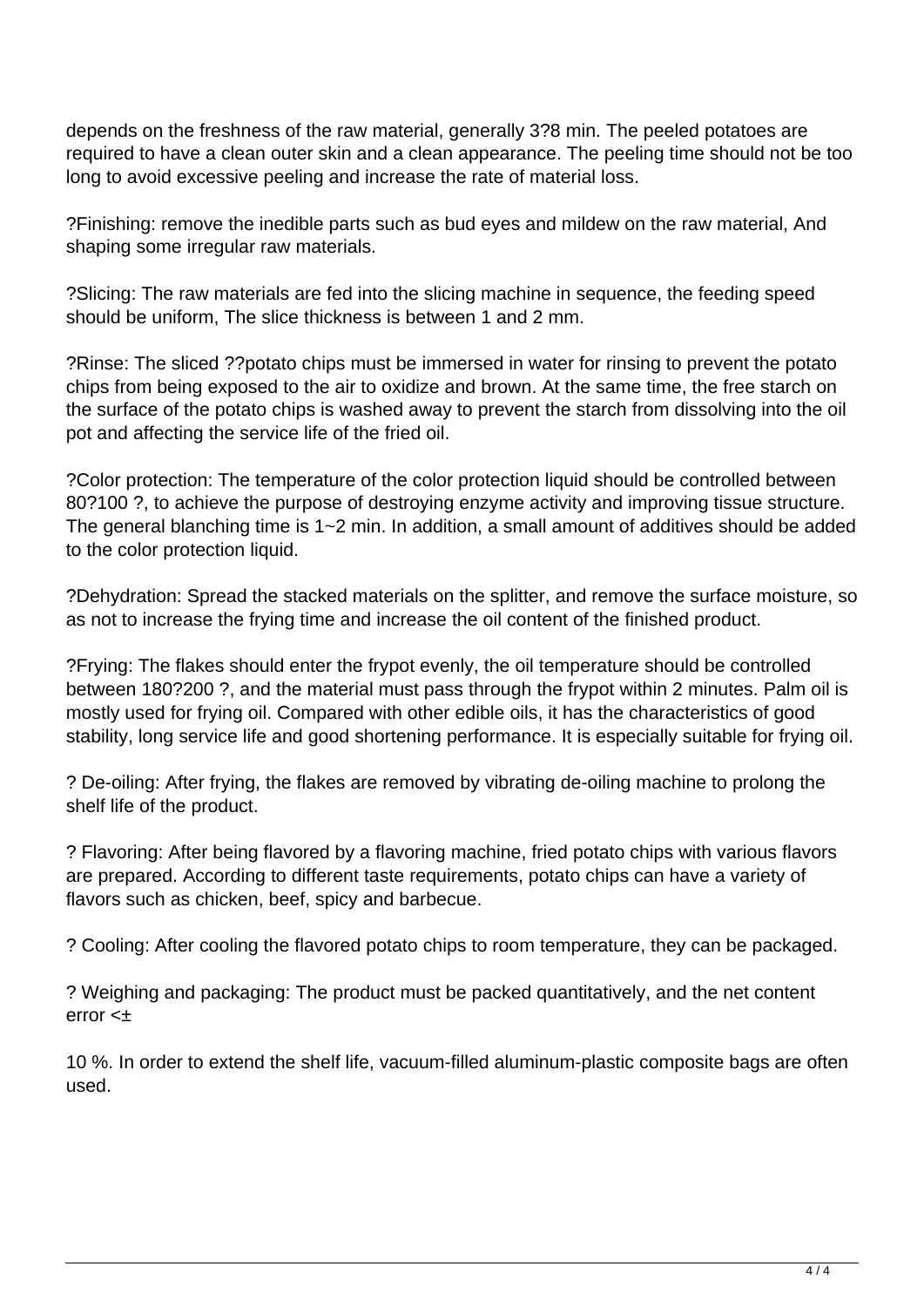depends on the freshness of the raw material, generally 3?8 min. The peeled potatoes are required to have a clean outer skin and a clean appearance. The peeling time should not be too long to avoid excessive peeling and increase the rate of material loss.

?Finishing: remove the inedible parts such as bud eyes and mildew on the raw material, And shaping some irregular raw materials.

?Slicing: The raw materials are fed into the slicing machine in sequence, the feeding speed should be uniform, The slice thickness is between 1 and 2 mm.

?Rinse: The sliced ??potato chips must be immersed in water for rinsing to prevent the potato chips from being exposed to the air to oxidize and brown. At the same time, the free starch on the surface of the potato chips is washed away to prevent the starch from dissolving into the oil pot and affecting the service life of the fried oil.

?Color protection: The temperature of the color protection liquid should be controlled between 80?100 ?, to achieve the purpose of destroying enzyme activity and improving tissue structure. The general blanching time is 1~2 min. In addition, a small amount of additives should be added to the color protection liquid.

?Dehydration: Spread the stacked materials on the splitter, and remove the surface moisture, so as not to increase the frying time and increase the oil content of the finished product.

?Frying: The flakes should enter the frypot evenly, the oil temperature should be controlled between 180?200 ?, and the material must pass through the frypot within 2 minutes. Palm oil is mostly used for frying oil. Compared with other edible oils, it has the characteristics of good stability, long service life and good shortening performance. It is especially suitable for frying oil.

? De-oiling: After frying, the flakes are removed by vibrating de-oiling machine to prolong the shelf life of the product.

? Flavoring: After being flavored by a flavoring machine, fried potato chips with various flavors are prepared. According to different taste requirements, potato chips can have a variety of flavors such as chicken, beef, spicy and barbecue.

? Cooling: After cooling the flavored potato chips to room temperature, they can be packaged.

? Weighing and packaging: The product must be packed quantitatively, and the net content error <±

10 %. In order to extend the shelf life, vacuum-filled aluminum-plastic composite bags are often used.